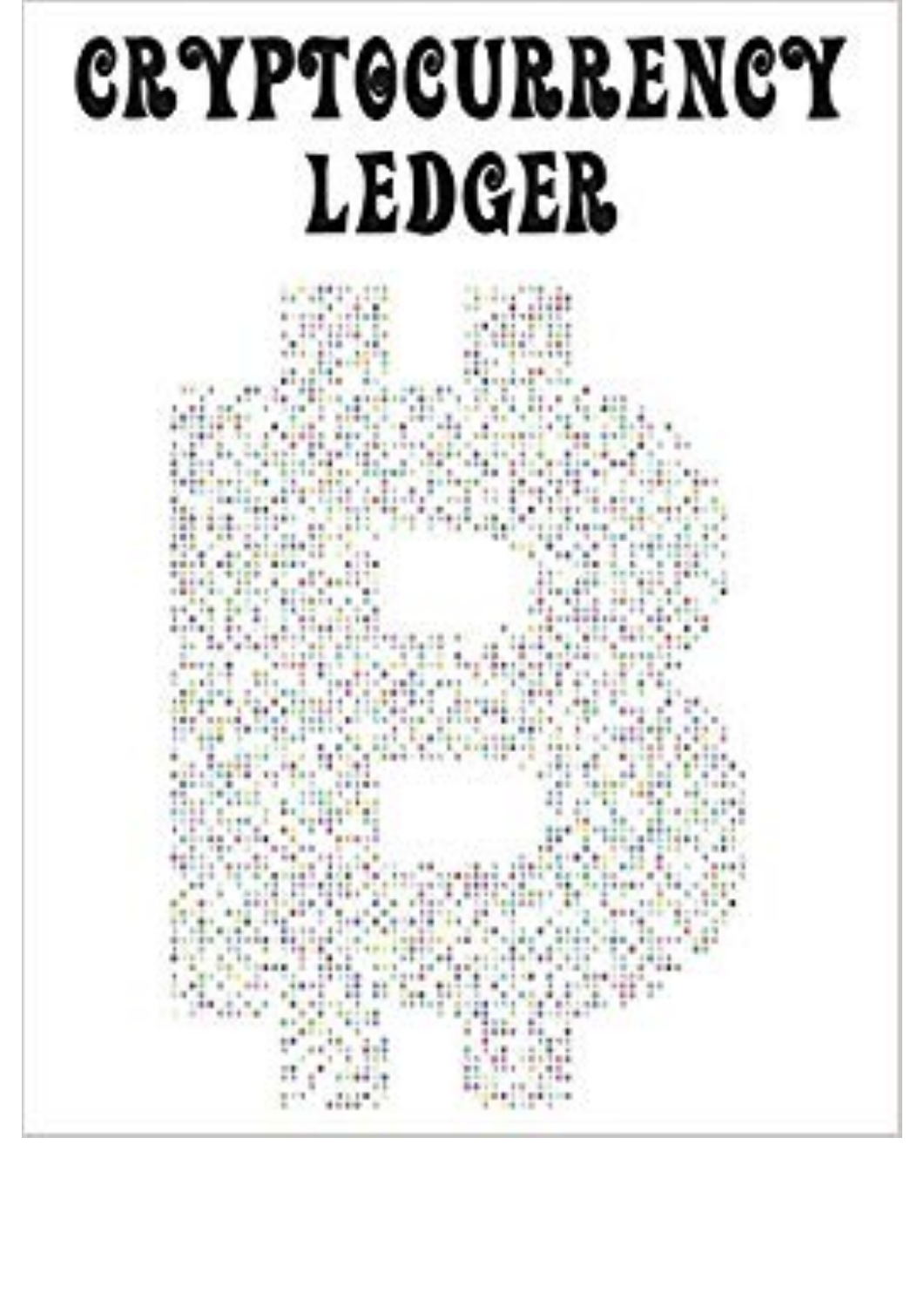# CRYPTOCURRENCY LEDGER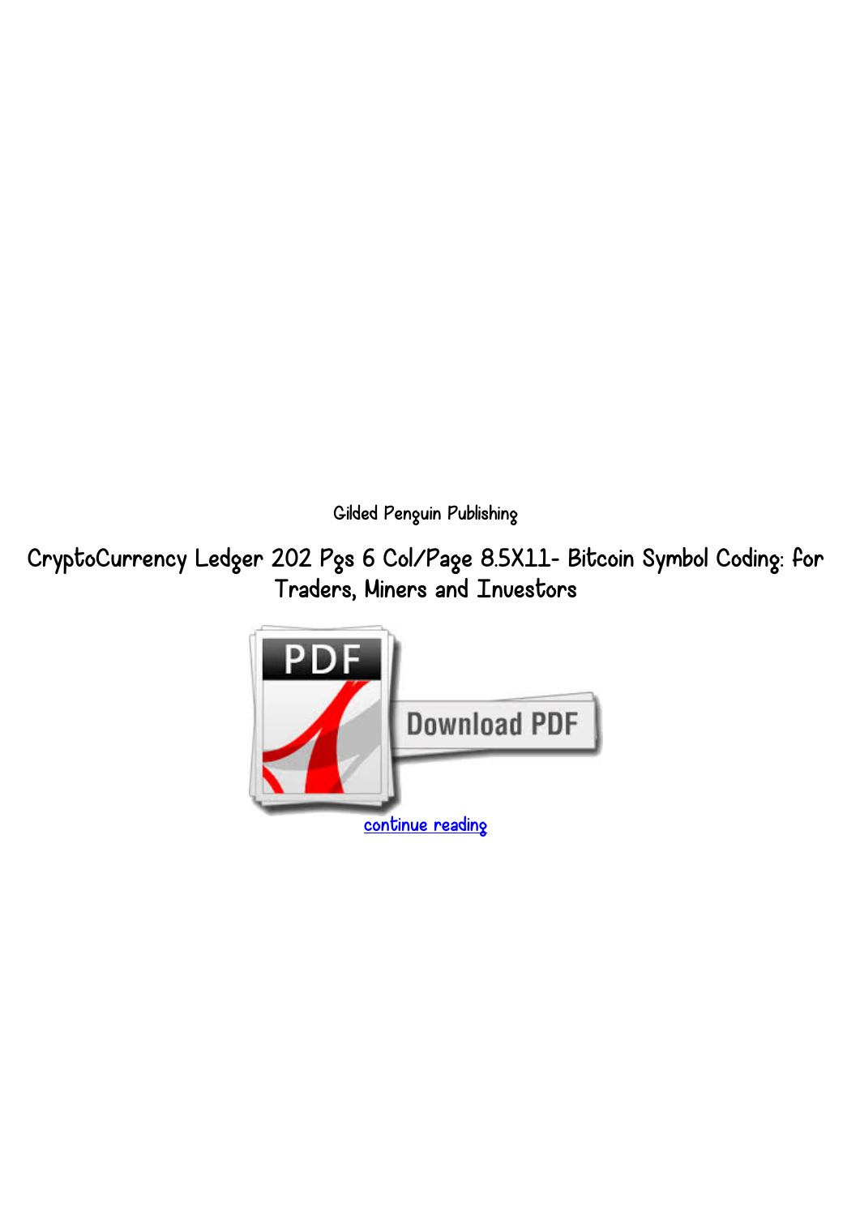Gilded Penguin Publishing

# CryptoCurrency Ledger 202 Pgs 6 Col/Page 8.5X11- Bitcoin Symbol Coding: for Traders, Miners and Investors

continue reading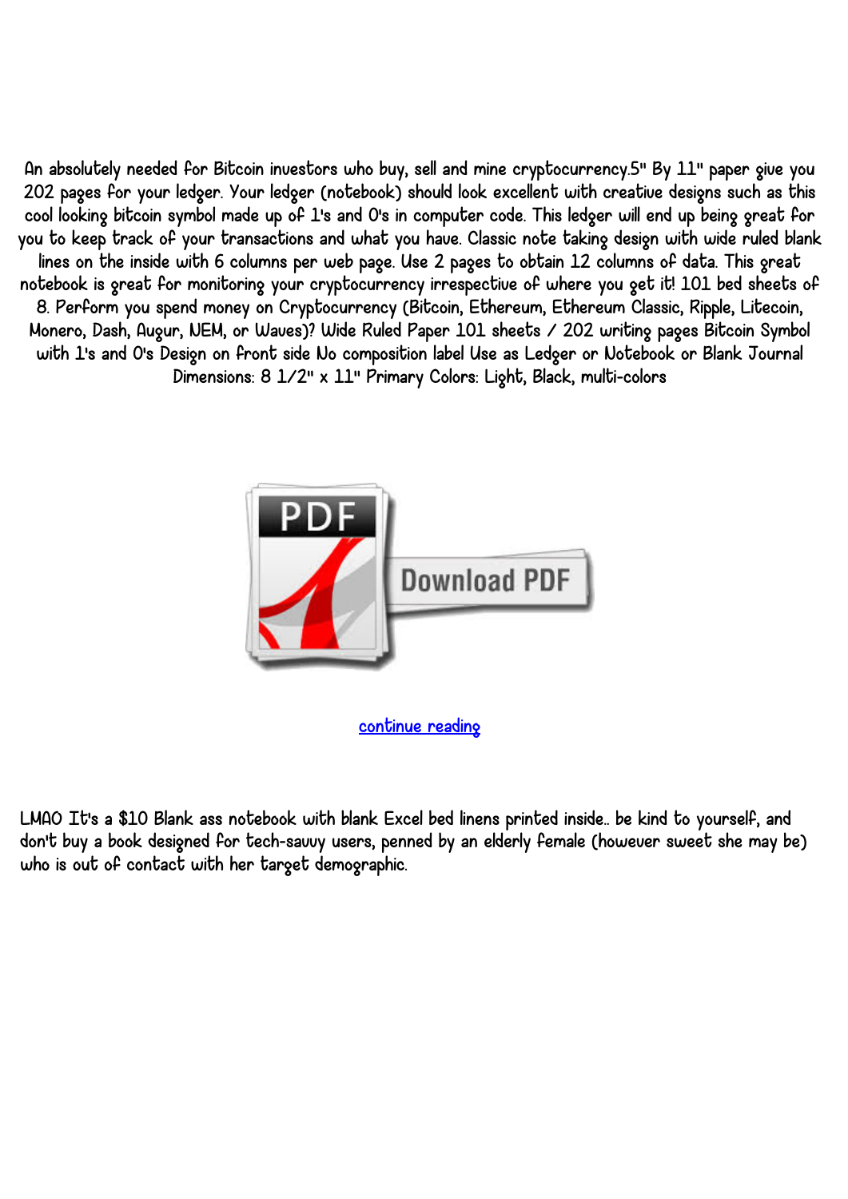An absolutely needed for Bitcoin investors who buy, sell and mine cryptocurrency.5" By 11" paper give you 202 pages for your ledger. Your ledger (notebook) should look excellent with creative designs such as this cool looking bitcoin symbol made up of 1's and 0's in computer code. This ledger will end up being great for you to keep track of your transactions and what you have. Classic note taking design with wide ruled blank lines on the inside with 6 columns per web page. Use 2 pages to obtain 12 columns of data. This great notebook is great for monitoring your cryptocurrency irrespective of where you get it! 101 bed sheets of 8. Perform you spend money on Cryptocurrency (Bitcoin, Ethereum, Ethereum Classic, Ripple, Litecoin, Monero, Dash, Augur, NEM, or Waves)? Wide Ruled Paper 101 sheets / 202 writing pages Bitcoin Symbol with 1's and 0's Design on front side No composition label Use as Ledger or Notebook or Blank Journal Dimensions: 8 1/2" x 11" Primary Colors: Light, Black, multi-colors

Download PDF

continue reading

LMAO It's a $10 Blank ass notebook with blank Excel bed linens printed inside.. be kind to yourself, and don't buy a book designed for tech-savvy users, penned by an elderly female (however sweet she may be) who is out of contact with her target demographic.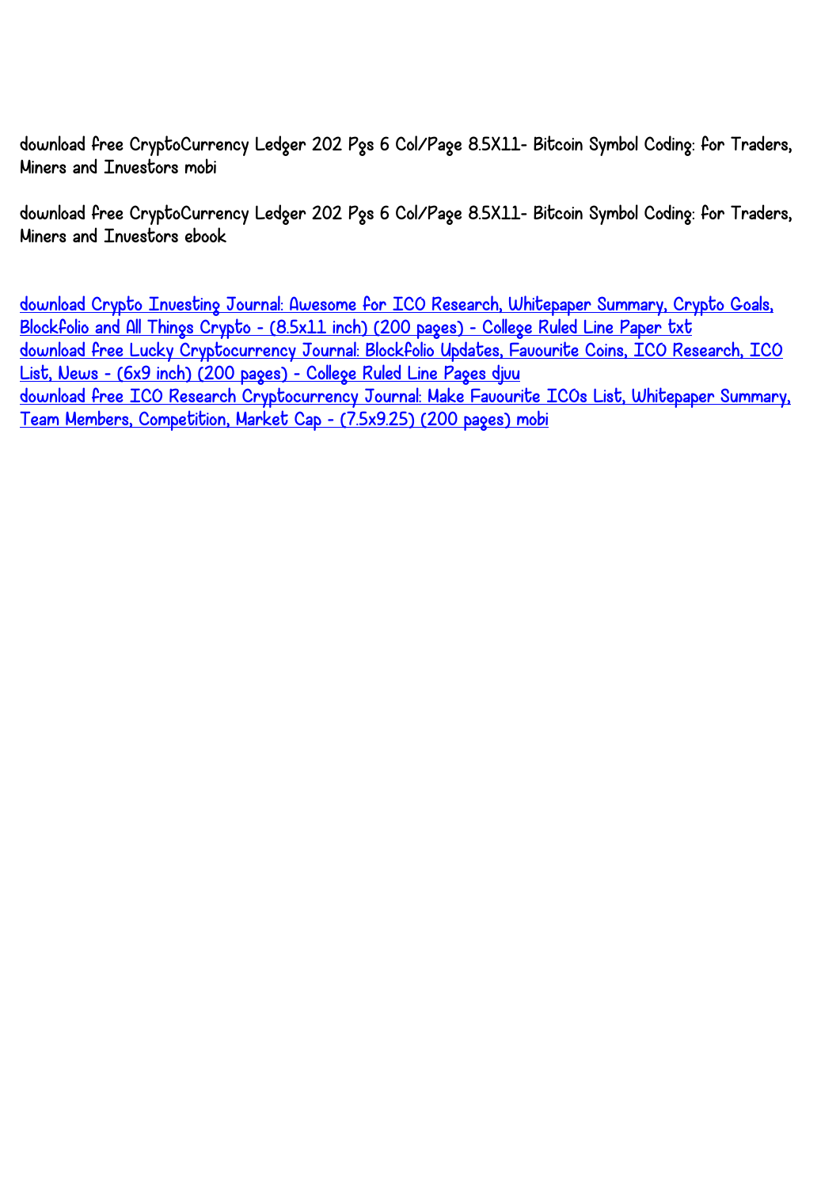download free CryptoCurrency Ledger 202 Pgs 6 Col/Page 8.5X11- Bitcoin Symbol Coding: for Traders, Miners and Investors mobi

download free CryptoCurrency Ledger 202 Pgs 6 Col/Page 8.5X11- Bitcoin Symbol Coding: for Traders, Miners and Investors ebook

download Crypto Investing Journal: Awesome for ICO Research, Whitepaper Summary, Crypto Goals, Blockfolio and All Things Crypto - (8.5x11 inch) (200 pages) - College Ruled Line Paper txt
download free Lucky Cryptocurrency Journal: Blockfolio Updates, Favourite Coins, ICO Research, ICO List, News - (6x9 inch) (200 pages) - College Ruled Line Pages djvu
download free ICO Research Cryptocurrency Journal: Make Favourite ICOs List, Whitepaper Summary, Team Members, Competition, Market Cap - (7.5x9.25) (200 pages) mobi